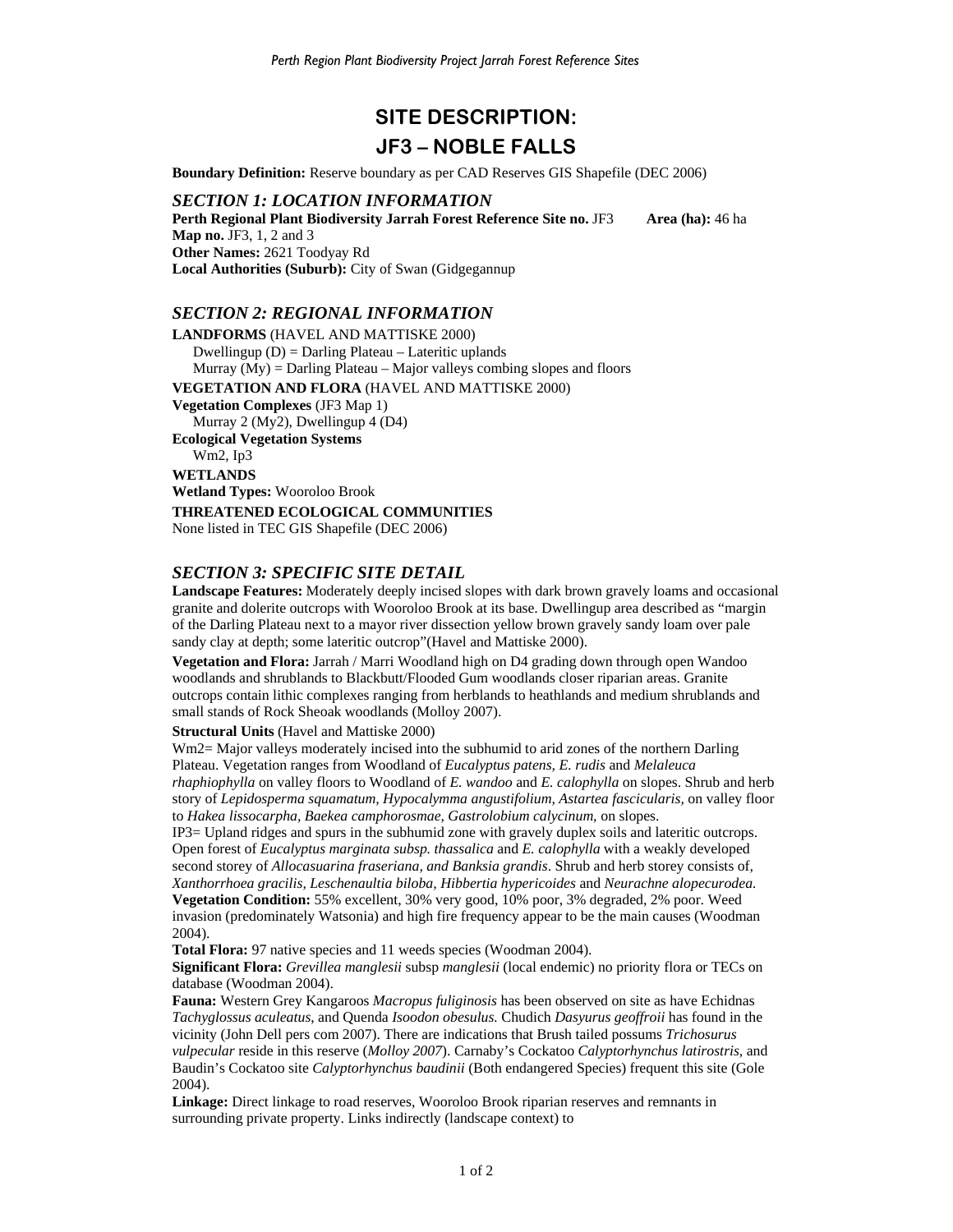# SITE DESCRIPTION:

# JF3 – NOBLE FALLS

**Boundary Definition:** Reserve boundary as per CAD Reserves GIS Shapefile (DEC 2006)

## *SECTION 1: LOCATION INFORMATION*

**Perth Regional Plant Biodiversity Jarrah Forest Reference Site no.** JF3 **Area (ha):** 46 ha
**Map no.** JF3, 1, 2 and 3
**Other Names:** 2621 Toodyay Rd
**Local Authorities (Suburb):** City of Swan (Gidgegannup

## *SECTION 2: REGIONAL INFORMATION*

**LANDFORMS** (HAVEL AND MATTISKE 2000)
Dwellingup (D) = Darling Plateau – Lateritic uplands
Murray (My) = Darling Plateau – Major valleys combing slopes and floors

**VEGETATION AND FLORA** (HAVEL AND MATTISKE 2000)
**Vegetation Complexes** (JF3 Map 1)
Murray 2 (My2), Dwellingup 4 (D4)
**Ecological Vegetation Systems**
Wm2, Ip3

**WETLANDS**
**Wetland Types:** Wooroloo Brook

**THREATENED ECOLOGICAL COMMUNITIES**
None listed in TEC GIS Shapefile (DEC 2006)

## *SECTION 3: SPECIFIC SITE DETAIL*

**Landscape Features:** Moderately deeply incised slopes with dark brown gravely loams and occasional granite and dolerite outcrops with Wooroloo Brook at its base. Dwellingup area described as "margin of the Darling Plateau next to a mayor river dissection yellow brown gravely sandy loam over pale sandy clay at depth; some lateritic outcrop"(Havel and Mattiske 2000).

**Vegetation and Flora:** Jarrah / Marri Woodland high on D4 grading down through open Wandoo woodlands and shrublands to Blackbutt/Flooded Gum woodlands closer riparian areas. Granite outcrops contain lithic complexes ranging from herblands to heathlands and medium shrublands and small stands of Rock Sheoak woodlands (Molloy 2007).

**Structural Units** (Havel and Mattiske 2000)
Wm2= Major valleys moderately incised into the subhumid to arid zones of the northern Darling Plateau. Vegetation ranges from Woodland of *Eucalyptus patens, E. rudis* and *Melaleuca rhaphiophylla* on valley floors to Woodland of *E. wandoo* and *E. calophylla* on slopes. Shrub and herb story of *Lepidosperma squamatum, Hypocalymma angustifolium, Astartea fascicularis,* on valley floor to *Hakea lissocarpha, Baekea camphorosmae, Gastrolobium calycinum,* on slopes.
IP3= Upland ridges and spurs in the subhumid zone with gravely duplex soils and lateritic outcrops. Open forest of *Eucalyptus marginata subsp. thassalica* and *E. calophylla* with a weakly developed second storey of *Allocasuarina fraseriana, and Banksia grandis*. Shrub and herb storey consists of, *Xanthorrhoea gracilis, Leschenaultia biloba, Hibbertia hypericoides* and *Neurachne alopecurodea.*
**Vegetation Condition:** 55% excellent, 30% very good, 10% poor, 3% degraded, 2% poor. Weed invasion (predominately Watsonia) and high fire frequency appear to be the main causes (Woodman 2004).
**Total Flora:** 97 native species and 11 weeds species (Woodman 2004).
**Significant Flora:** *Grevillea manglesii* subsp *manglesii* (local endemic) no priority flora or TECs on database (Woodman 2004).
**Fauna:** Western Grey Kangaroos *Macropus fuliginosis* has been observed on site as have Echidnas *Tachyglossus aculeatus,* and Quenda *Isoodon obesulus.* Chudich *Dasyurus geoffroii* has found in the vicinity (John Dell pers com 2007). There are indications that Brush tailed possums *Trichosurus vulpecular* reside in this reserve (*Molloy 2007*). Carnaby's Cockatoo *Calyptorhynchus latirostris,* and Baudin's Cockatoo site *Calyptorhynchus baudinii* (Both endangered Species) frequent this site (Gole 2004).
**Linkage:** Direct linkage to road reserves, Wooroloo Brook riparian reserves and remnants in surrounding private property. Links indirectly (landscape context) to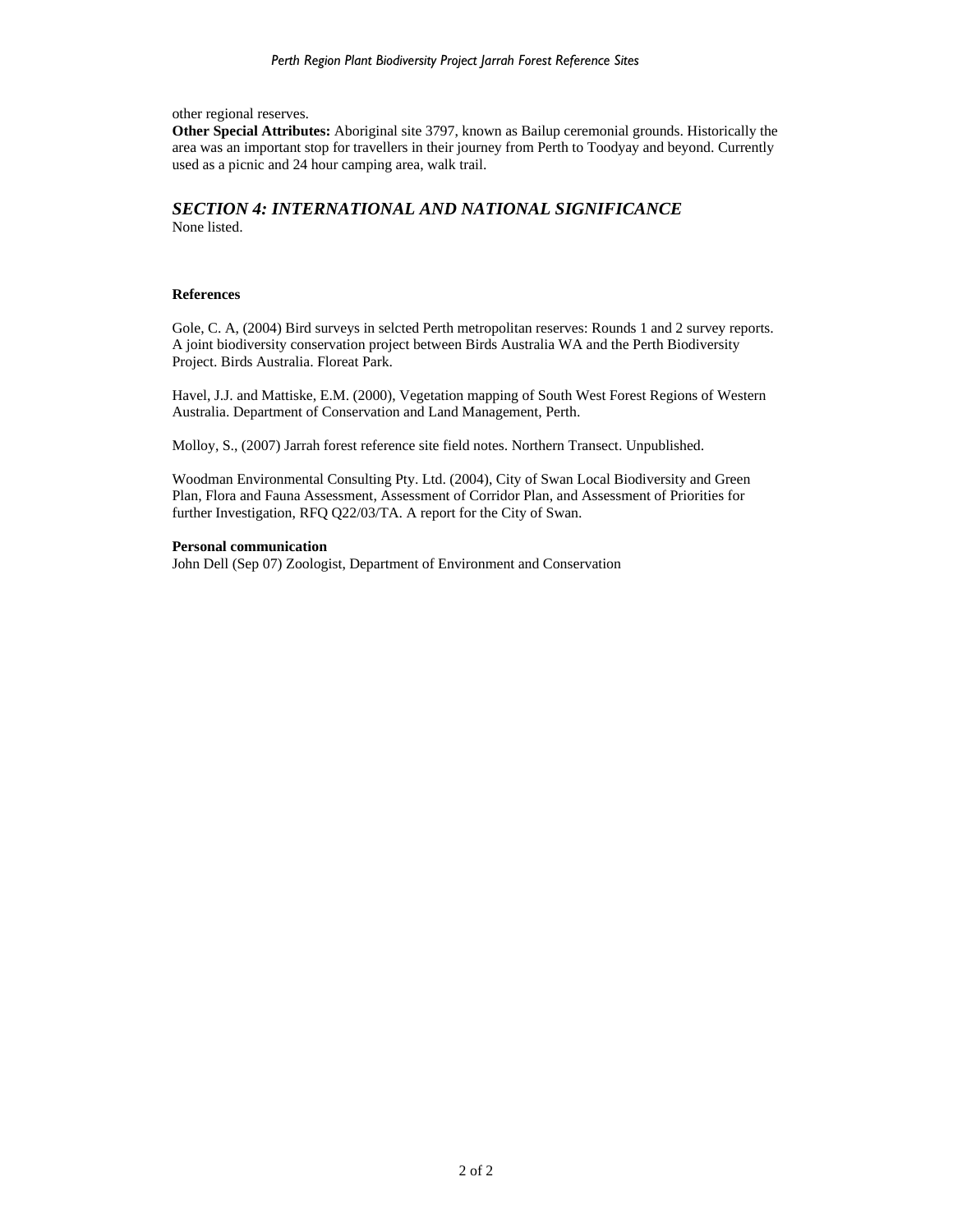other regional reserves.

**Other Special Attributes:** Aboriginal site 3797, known as Bailup ceremonial grounds. Historically the area was an important stop for travellers in their journey from Perth to Toodyay and beyond. Currently used as a picnic and 24 hour camping area, walk trail.

## *SECTION 4: INTERNATIONAL AND NATIONAL SIGNIFICANCE*

None listed.

**References**

Gole, C. A, (2004) Bird surveys in selcted Perth metropolitan reserves: Rounds 1 and 2 survey reports. A joint biodiversity conservation project between Birds Australia WA and the Perth Biodiversity Project. Birds Australia. Floreat Park.

Havel, J.J. and Mattiske, E.M. (2000), Vegetation mapping of South West Forest Regions of Western Australia. Department of Conservation and Land Management, Perth.

Molloy, S., (2007) Jarrah forest reference site field notes. Northern Transect. Unpublished.

Woodman Environmental Consulting Pty. Ltd. (2004), City of Swan Local Biodiversity and Green Plan, Flora and Fauna Assessment, Assessment of Corridor Plan, and Assessment of Priorities for further Investigation, RFQ Q22/03/TA. A report for the City of Swan.

**Personal communication**

John Dell (Sep 07) Zoologist, Department of Environment and Conservation